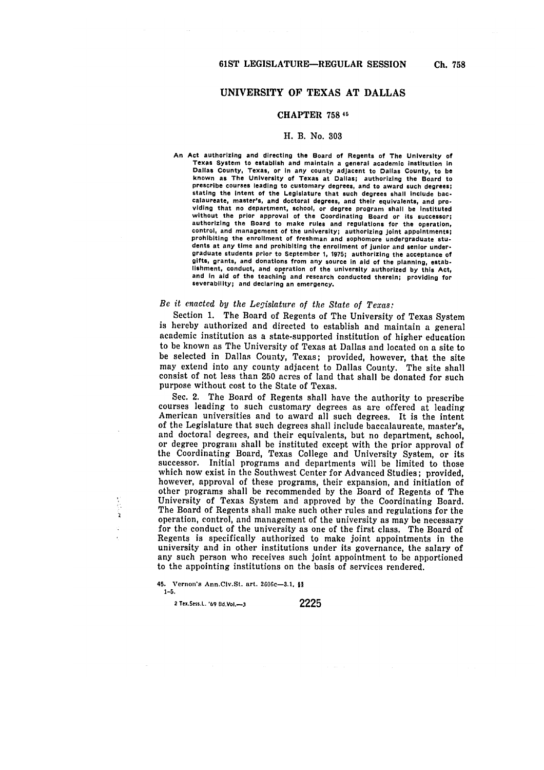# UNIVERSITY OF TEXAS AT DALLAS

## CHAPTER 758 [45]

### H. B. No. 303

An Act authorizing and directing the Board of Regents of The University of Texas System to establish and maintain a general academic institution in Dallas County, Texas, or in any county adjacent to Dallas County, to be known as The University of Texas at Dallas; authorizing the Board to prescribe courses leading to customary degrees, and to award such degrees; stating the intent of the Legislature that such degrees shall include baccalaureate, master's, and doctoral degrees, and their equivalents, and providing that no department, school, or degree program shall be instituted without the prior approval of the Coordinating Board or its successor; authorizing the Board to make rules and regulations for the operation, control, and management of the university; authorizing joint appointments; prohibiting the enrollment of freshman and sophomore undergraduate students at any time and prohibiting the enrollment of junior and senior undergraduate students prior to September 1, 1975; authorizing the acceptance of gifts, grants, and donations from any source in aid of the planning, establishment, conduct, and operation of the university authorized by this Act, and in aid of the teaching and research conducted therein; providing for severability; and declaring an emergency.

*Be it enacted by the Legislature of the State of Texas:*

Section 1. The Board of Regents of The University of Texas System is hereby authorized and directed to establish and maintain a general academic institution as a state-supported institution of higher education to be known as The University of Texas at Dallas and located on a site to be selected in Dallas County, Texas; provided, however, that the site may extend into any county adjacent to Dallas County. The site shall consist of not less than 250 acres of land that shall be donated for such purpose without cost to the State of Texas.

Sec. 2. The Board of Regents shall have the authority to prescribe courses leading to such customary degrees as are offered at leading American universities and to award all such degrees. It is the intent of the Legislature that such degrees shall include baccalaureate, master's, and doctoral degrees, and their equivalents, but no department, school, or degree program shall be instituted except with the prior approval of the Coordinating Board, Texas College and University System, or its successor. Initial programs and departments will be limited to those which now exist in the Southwest Center for Advanced Studies; provided, however, approval of these programs, their expansion, and initiation of other programs shall be recommended by the Board of Regents of The University of Texas System and approved by the Coordinating Board. The Board of Regents shall make such other rules and regulations for the operation, control, and management of the university as may be necessary for the conduct of the university as one of the first class. The Board of Regents is specifically authorized to make joint appointments in the university and in other institutions under its governance, the salary of any such person who receives such joint appointment to be apportioned to the appointing institutions on the basis of services rendered.

45. Vernon's Ann.Civ.St. art. 2606c—3.1, §§ 1-5.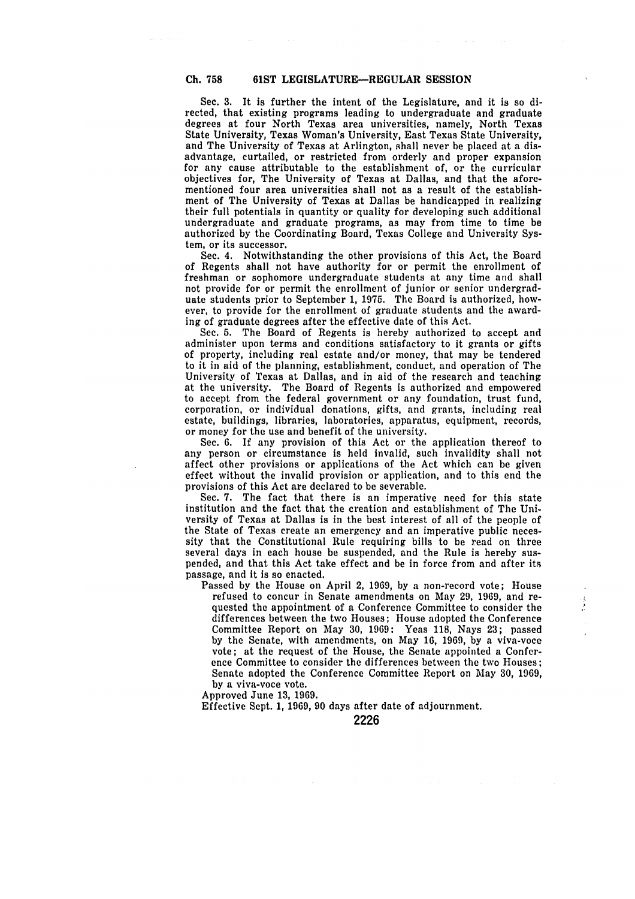Sec. 3. It is further the intent of the Legislature, and it is so directed, that existing programs leading to undergraduate and graduate degrees at four North Texas area universities, namely, North Texas State University, Texas Woman's University, East Texas State University, and The University of Texas at Arlington, shall never be placed at a disadvantage, curtailed, or restricted from orderly and proper expansion for any cause attributable to the establishment of, or the curricular objectives for, The University of Texas at Dallas, and that the aforementioned four area universities shall not as a result of the establishment of The University of Texas at Dallas be handicapped in realizing their full potentials in quantity or quality for developing such additional undergraduate and graduate programs, as may from time to time be authorized by the Coordinating Board, Texas College and University System, or its successor.

Sec. 4. Notwithstanding the other provisions of this Act, the Board of Regents shall not have authority for or permit the enrollment of freshman or sophomore undergraduate students at any time and shall not provide for or permit the enrollment of junior or senior undergraduate students prior to September 1, 1975. The Board is authorized, however, to provide for the enrollment of graduate students and the awarding of graduate degrees after the effective date of this Act.

Sec. 5. The Board of Regents is hereby authorized to accept and administer upon terms and conditions satisfactory to it grants or gifts of property, including real estate and/or money, that may be tendered to it in aid of the planning, establishment, conduct, and operation of The University of Texas at Dallas, and in aid of the research and teaching at the university. The Board of Regents is authorized and empowered to accept from the federal government or any foundation, trust fund, corporation, or individual donations, gifts, and grants, including real estate, buildings, libraries, laboratories, apparatus, equipment, records, or money for the use and benefit of the university.

Sec. 6. If any provision of this Act or the application thereof to any person or circumstance is held invalid, such invalidity shall not affect other provisions or applications of the Act which can be given effect without the invalid provision or application, and to this end the provisions of this Act are declared to be severable.

Sec. 7. The fact that there is an imperative need for this state institution and the fact that the creation and establishment of The University of Texas at Dallas is in the best interest of all of the people of the State of Texas create an emergency and an imperative public necessity that the Constitutional Rule requiring bills to be read on three several days in each house be suspended, and the Rule is hereby suspended, and that this Act take effect and be in force from and after its passage, and it is so enacted.

Passed by the House on April 2, 1969, by a non-record vote; House refused to concur in Senate amendments on May 29, 1969, and requested the appointment of a Conference Committee to consider the differences between the two Houses; House adopted the Conference Committee Report on May 30, 1969: Yeas 118, Nays 23; passed by the Senate, with amendments, on May 16, 1969, by a viva-voce vote; at the request of the House, the Senate appointed a Conference Committee to consider the differences between the two Houses; Senate adopted the Conference Committee Report on May 30, 1969, by a viva-voce vote.

Approved June 13, 1969.

Effective Sept. 1, 1969, 90 days after date of adjournment.